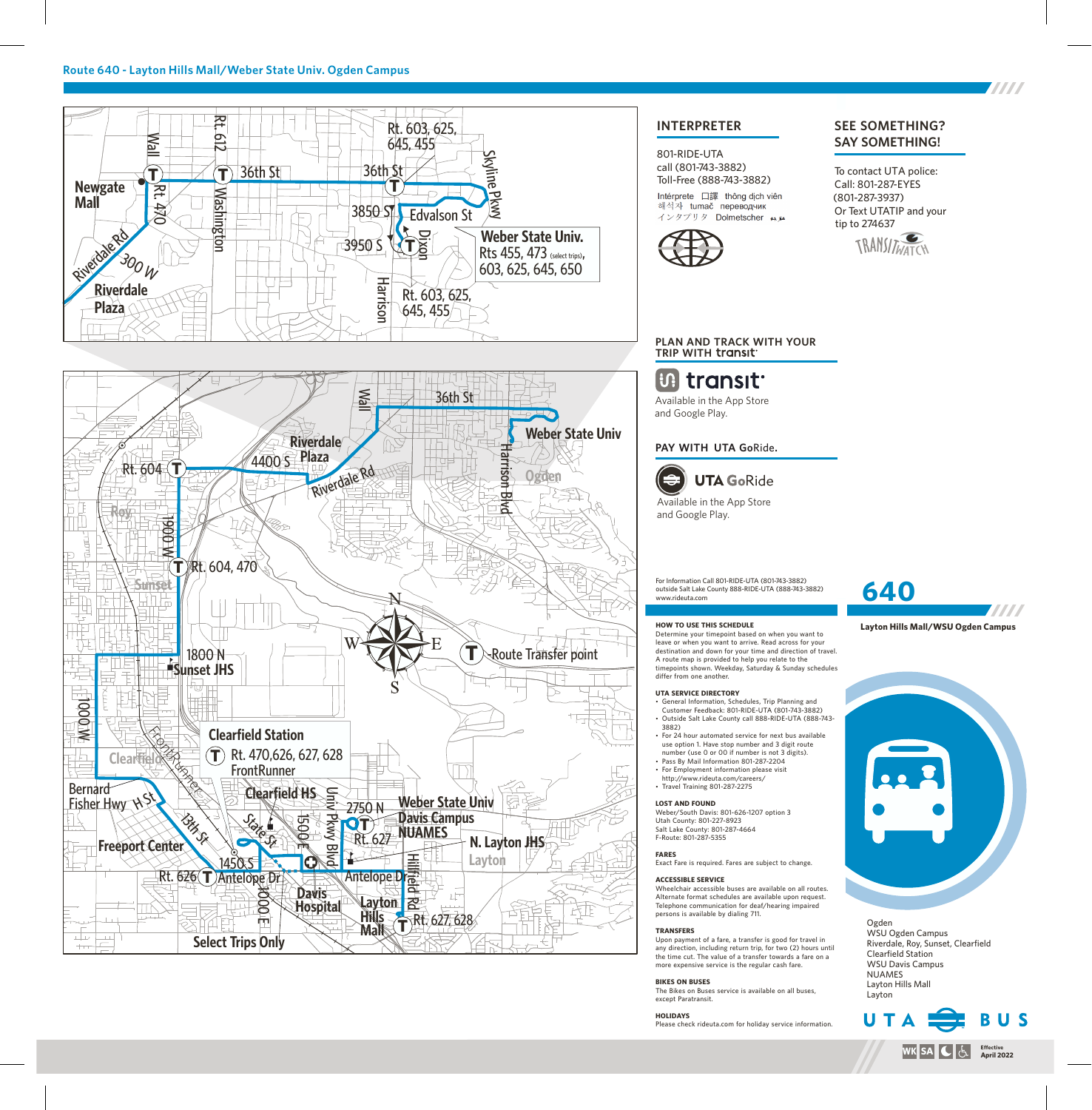# Route 640 - Layton Hills Mall/Weber State Univ. Ogden Campus

Wall
Rt. 612
36th St
Newgate Mall
Rt. 470
Washington
Rt. 603, 625, 645, 455
36th St
Skyline Pkwy
3850 S
Edvalson St
3950 S
Dixon
Riverdale Rd
300 W
Riverdale Plaza
Harrison
Weber State Univ.
Rts 455, 473 (select trips), 603, 625, 645, 650
Rt. 603, 625, 645, 455

Wall
36th St
Weber State Univ
Riverdale Plaza
Rt. 604
4400 S
Riverdale Rd
Harrison Blvd
Ogden
Roy
1900 W
Rt. 604, 470
Sunset
Route Transfer point
1800 N
Sunset JHS
1000 W
Clearfield Station
Rt. 470,626, 627, 628
FrontRunner
Clearfield
FrontRunner
Bernard Fisher Hwy
H St
13th St
Clearfield HS
State St
1500 E
Univ Pkwy Blvd
2750 N
Weber State Univ Davis Campus NUAMES
Rt. 627
N. Layton JHS
Layton
Freeport Center
1450 S
Rt. 626
Antelope Dr
2000 E
Davis Hospital
Antelope Dr
Hillfield Rd
Layton Hills Mall
Rt. 627, 628
Select Trips Only

## INTERPRETER

801-RIDE-UTA
call (801-743-3882)
Toll-Free (888-743-3882)

Intérprete 口譯 thông dịch viên 해석자 tumač переводчик インタプリタ Dolmetscher

## SEE SOMETHING? SAY SOMETHING!

To contact UTA police:
Call: 801-287-EYES
(801-287-3937)
Or Text UTATIP and your tip to 274637

TRANSITWATCH

## PLAN AND TRACK WITH YOUR TRIP WITH transit

transit
Available in the App Store and Google Play.

## PAY WITH UTA GoRide.

UTA GoRide
Available in the App Store and Google Play.

For Information Call 801-RIDE-UTA (801-743-3882)
outside Salt Lake County 888-RIDE-UTA (888-743-3882)
www.rideuta.com

### HOW TO USE THIS SCHEDULE

Determine your timepoint based on when you want to leave or when you want to arrive. Read across for your destination and down for your time and direction of travel. A route map is provided to help you relate to the timepoints shown. Weekday, Saturday & Sunday schedules differ from one another.

### UTA SERVICE DIRECTORY

- General Information, Schedules, Trip Planning and Customer Feedback: 801-RIDE-UTA (801-743-3882)
- Outside Salt Lake County call 888-RIDE-UTA (888-743-3882)
- For 24 hour automated service for next bus available use option 1. Have stop number and 3 digit route number (use 0 or 00 if number is not 3 digits).
- Pass By Mail Information 801-287-2204
- For Employment information please visit http://www.rideuta.com/careers/
- Travel Training 801-287-2275

### LOST AND FOUND

Weber/South Davis: 801-626-1207 option 3
Utah County: 801-227-8923
Salt Lake County: 801-287-4664
F-Route: 801-287-5355

### FARES

Exact Fare is required. Fares are subject to change.

### ACCESSIBLE SERVICE

Wheelchair accessible buses are available on all routes. Alternate format schedules are available upon request. Telephone communication for deaf/hearing impaired persons is available by dialing 711.

### TRANSFERS

Upon payment of a fare, a transfer is good for travel in any direction, including return trip, for two (2) hours until the time cut. The value of a transfer towards a fare on a more expensive service is the regular cash fare.

### BIKES ON BUSES

The Bikes on Buses service is available on all buses, except Paratransit.

### HOLIDAYS

Please check rideuta.com for holiday service information.

# 640

**Layton Hills Mall/WSU Ogden Campus**

Ogden
WSU Ogden Campus
Riverdale, Roy, Sunset, Clearfield
Clearfield Station
WSU Davis Campus
NUAMES
Layton Hills Mall
Layton

UTA BUS

WK SA

Effective April 2022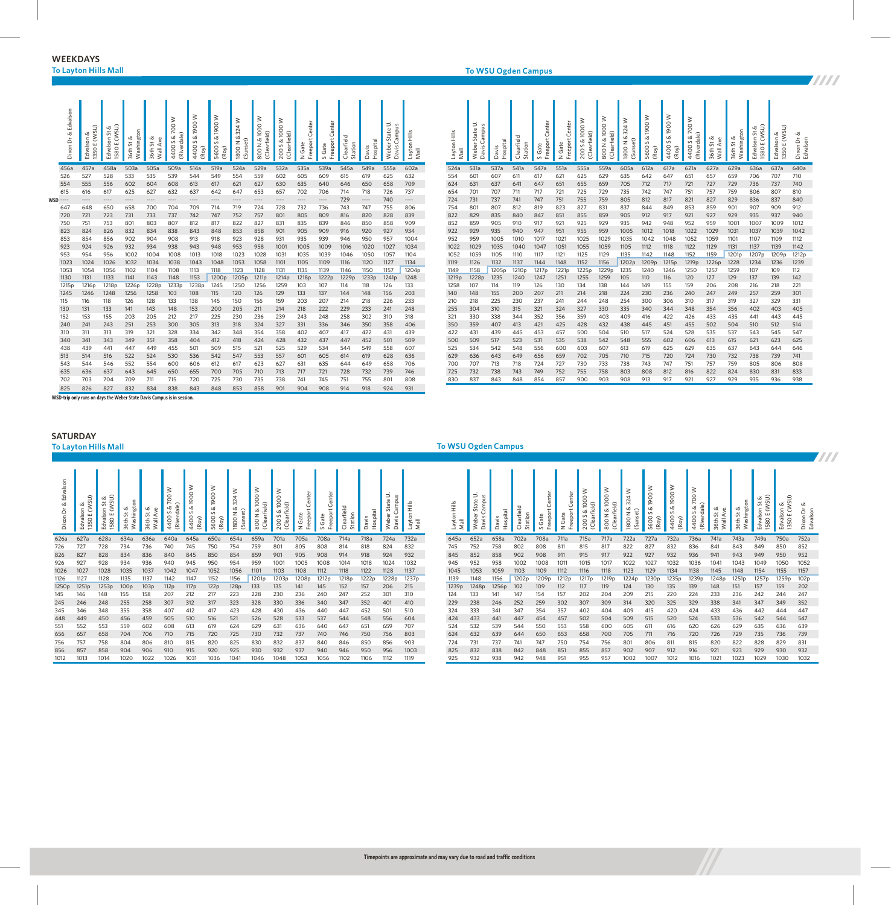## WEEKDAYS

### To Layton Hills Mall

| | Dixon Dr & Edvalson | Edvalson & 1350 E (WSU) | Edvalson St & 1580 E (WSU) | 36th St & Washington | 36th St & Wall Ave | 4400 S & 700 W (Riverdale) | 4400 S & 1900 W (Roy) | 5600 S & 1900 W (Roy) | 1800 N & 324 W (Sunset) | 800 N & 1000 W (Clearfield) | 200 S & 1000 W (Clearfield) | N Gate Freeport Center | S Gate Freeport Center | Clearfield Station | Davis Hospital | Weber State U. Davis Campus | Layton Hills Mall |
|---|---|---|---|---|---|---|---|---|---|---|---|---|---|---|---|---|---|
| | 456a | 457a | 458a | 503a | 505a | 509a | 514a | 519a | 524a | 529a | 532a | 535a | 539a | 545a | 549a | 555a | 602a |
| | 526 | 527 | 528 | 533 | 535 | 539 | 544 | 549 | 554 | 559 | 602 | 605 | 609 | 615 | 619 | 625 | 632 |
| | 554 | 555 | 556 | 602 | 604 | 608 | 613 | 617 | 621 | 627 | 630 | 635 | 640 | 646 | 650 | 658 | 709 |
| | 615 | 616 | 617 | 625 | 627 | 632 | 637 | 642 | 647 | 653 | 657 | 702 | 706 | 714 | 718 | 726 | 737 |
| WSD | ---- | ---- | ---- | ---- | ---- | ---- | ---- | ---- | ---- | ---- | ---- | ---- | ---- | 729 | ---- | 740 | ---- |
| | 647 | 648 | 650 | 658 | 700 | 704 | 709 | 714 | 719 | 724 | 728 | 732 | 736 | 743 | 747 | 755 | 806 |
| | 720 | 721 | 723 | 731 | 733 | 737 | 742 | 747 | 752 | 757 | 801 | 805 | 809 | 816 | 820 | 828 | 839 |
| | 750 | 751 | 753 | 801 | 803 | 807 | 812 | 817 | 822 | 827 | 831 | 835 | 839 | 846 | 850 | 858 | 909 |
| | 823 | 824 | 826 | 832 | 834 | 838 | 843 | 848 | 853 | 858 | 901 | 905 | 909 | 916 | 920 | 927 | 934 |
| | 853 | 854 | 856 | 902 | 904 | 908 | 913 | 918 | 923 | 928 | 931 | 935 | 939 | 946 | 950 | 957 | 1004 |
| | 923 | 924 | 926 | 932 | 934 | 938 | 943 | 948 | 953 | 958 | 1001 | 1005 | 1009 | 1016 | 1020 | 1027 | 1034 |
| | 953 | 954 | 956 | 1002 | 1004 | 1008 | 1013 | 1018 | 1023 | 1028 | 1031 | 1035 | 1039 | 1046 | 1050 | 1057 | 1104 |
| | 1023 | 1024 | 1026 | 1032 | 1034 | 1038 | 1043 | 1048 | 1053 | 1058 | 1101 | 1105 | 1109 | 1116 | 1120 | 1127 | 1134 |
| | 1053 | 1054 | 1056 | 1102 | 1104 | 1108 | 1113 | 1118 | 1123 | 1128 | 1131 | 1135 | 1139 | 1146 | 1150 | 1157 | 1204p |
| | 1130 | 1131 | 1133 | 1141 | 1143 | 1148 | 1153 | 1200p | 1205p | 1211p | 1214p | 1218p | 1222p | 1229p | 1233p | 1241p | 1248 |
| | 1215p | 1216p | 1218p | 1226p | 1228p | 1233p | 1238p | 1245 | 1250 | 1256 | 1259 | 103 | 107 | 114 | 118 | 126 | 133 |
| | 1245 | 1246 | 1248 | 1256 | 1258 | 103 | 108 | 115 | 120 | 126 | 129 | 133 | 137 | 144 | 148 | 156 | 203 |
| | 115 | 116 | 118 | 126 | 128 | 133 | 138 | 145 | 150 | 156 | 159 | 203 | 207 | 214 | 218 | 226 | 233 |
| | 130 | 131 | 133 | 141 | 143 | 148 | 153 | 200 | 205 | 211 | 214 | 218 | 222 | 229 | 233 | 241 | 248 |
| | 152 | 153 | 155 | 203 | 205 | 212 | 217 | 225 | 230 | 236 | 239 | 243 | 248 | 258 | 302 | 310 | 318 |
| | 240 | 241 | 243 | 251 | 253 | 300 | 305 | 313 | 318 | 324 | 327 | 331 | 336 | 346 | 350 | 358 | 406 |
| | 310 | 311 | 313 | 319 | 321 | 328 | 334 | 342 | 348 | 354 | 358 | 402 | 407 | 417 | 422 | 431 | 439 |
| | 340 | 341 | 343 | 349 | 351 | 358 | 404 | 412 | 418 | 424 | 428 | 432 | 437 | 447 | 452 | 501 | 509 |
| | 438 | 439 | 441 | 447 | 449 | 455 | 501 | 509 | 515 | 521 | 525 | 529 | 534 | 544 | 549 | 558 | 607 |
| | 513 | 514 | 516 | 522 | 524 | 530 | 536 | 542 | 547 | 553 | 557 | 601 | 605 | 614 | 619 | 628 | 636 |
| | 543 | 544 | 546 | 552 | 554 | 600 | 606 | 612 | 617 | 623 | 627 | 631 | 635 | 644 | 649 | 658 | 706 |
| | 635 | 636 | 637 | 643 | 645 | 650 | 655 | 700 | 705 | 710 | 713 | 717 | 721 | 728 | 732 | 739 | 746 |
| | 702 | 703 | 704 | 709 | 711 | 715 | 720 | 725 | 730 | 735 | 738 | 741 | 745 | 751 | 755 | 801 | 808 |
| | 825 | 826 | 827 | 832 | 834 | 838 | 843 | 848 | 853 | 858 | 901 | 904 | 908 | 914 | 918 | 924 | 931 |

WSD-trip only runs on days the Weber State Davis Campus is in session.

### To WSU Ogden Campus

| Layton Hills Mall | Weber State U. Davis Campus | Davis Hospital | Clearfield Station | S Gate Freeport Center | N Gate Freeport Center | 200 S & 1000 W (Clearfield) | 800 N & 1000 W (Clearfield) | 1800 N & 324 W (Sunset) | 5600 S & 1900 W (Roy) | 4400 S & 1900 W (Roy) | 4400 S & 700 W (Riverdale) | 36th St & Wall Ave | 36th St & Washington | Edvalson St & 1580 E (WSU) | Edvalson & 1350 E (WSU) | Dixon Dr & Edvalson |
|---|---|---|---|---|---|---|---|---|---|---|---|---|---|---|---|---|
| 524a | 531a | 537a | 541a | 547a | 551a | 555a | 559a | 605a | 612a | 617a | 621a | 627a | 629a | 636a | 637a | 640a |
| 554 | 601 | 607 | 611 | 617 | 621 | 625 | 629 | 635 | 642 | 647 | 651 | 657 | 659 | 706 | 707 | 710 |
| 624 | 631 | 637 | 641 | 647 | 651 | 655 | 659 | 705 | 712 | 717 | 721 | 727 | 729 | 736 | 737 | 740 |
| 654 | 701 | 707 | 711 | 717 | 721 | 725 | 729 | 735 | 742 | 747 | 751 | 757 | 759 | 806 | 807 | 810 |
| 724 | 731 | 737 | 741 | 747 | 751 | 755 | 759 | 805 | 812 | 817 | 821 | 827 | 829 | 836 | 837 | 840 |
| 754 | 801 | 807 | 812 | 819 | 823 | 827 | 831 | 837 | 844 | 849 | 853 | 859 | 901 | 907 | 909 | 912 |
| 822 | 829 | 835 | 840 | 847 | 851 | 855 | 859 | 905 | 912 | 917 | 921 | 927 | 929 | 935 | 937 | 940 |
| 852 | 859 | 905 | 910 | 917 | 921 | 925 | 929 | 935 | 942 | 948 | 952 | 959 | 1001 | 1007 | 1009 | 1012 |
| 922 | 929 | 935 | 940 | 947 | 951 | 955 | 959 | 1005 | 1012 | 1018 | 1022 | 1029 | 1031 | 1037 | 1039 | 1042 |
| 952 | 959 | 1005 | 1010 | 1017 | 1021 | 1025 | 1029 | 1035 | 1042 | 1048 | 1052 | 1059 | 1101 | 1107 | 1109 | 1112 |
| 1022 | 1029 | 1035 | 1040 | 1047 | 1051 | 1055 | 1059 | 1105 | 1112 | 1118 | 1122 | 1129 | 1131 | 1137 | 1139 | 1142 |
| 1052 | 1059 | 1105 | 1110 | 1117 | 1121 | 1125 | 1129 | 1135 | 1142 | 1148 | 1152 | 1159 | 1201p | 1207p | 1209p | 1212p |
| 1119 | 1126 | 1132 | 1137 | 1144 | 1148 | 1152 | 1156 | 1202p | 1209p | 1215p | 1219p | 1226p | 1228 | 1234 | 1236 | 1239 |
| 1149 | 1158 | 1205p | 1210p | 1217p | 1221p | 1225p | 1229p | 1235 | 1240 | 1246 | 1250 | 1257 | 1259 | 107 | 109 | 112 |
| 1219p | 1228p | 1235 | 1240 | 1247 | 1251 | 1255 | 1259 | 105 | 110 | 116 | 120 | 127 | 129 | 137 | 139 | 142 |
| 1258 | 107 | 114 | 119 | 126 | 130 | 134 | 138 | 144 | 149 | 155 | 159 | 206 | 208 | 216 | 218 | 221 |
| 140 | 148 | 155 | 200 | 207 | 211 | 214 | 218 | 224 | 230 | 236 | 240 | 247 | 249 | 257 | 259 | 301 |
| 210 | 218 | 225 | 230 | 237 | 241 | 244 | 248 | 254 | 300 | 306 | 310 | 317 | 319 | 327 | 329 | 331 |
| 255 | 304 | 310 | 315 | 321 | 324 | 327 | 330 | 335 | 340 | 344 | 348 | 354 | 356 | 402 | 403 | 405 |
| 321 | 330 | 338 | 344 | 352 | 356 | 359 | 403 | 409 | 416 | 422 | 426 | 433 | 435 | 441 | 443 | 445 |
| 350 | 359 | 407 | 413 | 421 | 425 | 428 | 432 | 438 | 445 | 451 | 455 | 502 | 504 | 510 | 512 | 514 |
| 422 | 431 | 439 | 445 | 453 | 457 | 500 | 504 | 510 | 517 | 524 | 528 | 535 | 537 | 543 | 545 | 547 |
| 500 | 509 | 517 | 523 | 531 | 535 | 538 | 542 | 548 | 555 | 602 | 606 | 613 | 615 | 621 | 623 | 625 |
| 525 | 534 | 542 | 548 | 556 | 600 | 603 | 607 | 613 | 619 | 625 | 629 | 635 | 637 | 643 | 644 | 646 |
| 629 | 636 | 643 | 649 | 656 | 659 | 702 | 705 | 710 | 715 | 720 | 724 | 730 | 732 | 738 | 739 | 741 |
| 700 | 707 | 713 | 718 | 724 | 727 | 730 | 733 | 738 | 743 | 747 | 751 | 757 | 759 | 805 | 806 | 808 |
| 725 | 732 | 738 | 743 | 749 | 752 | 755 | 758 | 803 | 808 | 812 | 816 | 822 | 824 | 830 | 831 | 833 |
| 830 | 837 | 843 | 848 | 854 | 857 | 900 | 903 | 908 | 913 | 917 | 921 | 927 | 929 | 935 | 936 | 938 |

## SATURDAY

### To Layton Hills Mall

| Dixon Dr & Edvalson | Edvalson & 1350 E (WSU) | Edvalson St & 1580 E (WSU) | 36th St & Washington | 36th St & Wall Ave | 4400 S & 700 W (Riverdale) | 4400 S & 1900 W (Roy) | 5600 S & 1900 W (Roy) | 1800 N & 324 W (Sunset) | 800 N & 1000 W (Clearfield) | 200 S & 1000 W (Clearfield) | N Gate Freeport Center | S Gate Freeport Center | Clearfield Station | Davis Hospital | Weber State U. Davis Campus | Layton Hills Mall |
|---|---|---|---|---|---|---|---|---|---|---|---|---|---|---|---|---|
| 626a | 627a | 628a | 634a | 636a | 640a | 645a | 650a | 654a | 659a | 701a | 705a | 708a | 714a | 718a | 724a | 732a |
| 726 | 727 | 728 | 734 | 736 | 740 | 745 | 750 | 754 | 759 | 801 | 805 | 808 | 814 | 818 | 824 | 832 |
| 826 | 827 | 828 | 834 | 836 | 840 | 845 | 850 | 854 | 859 | 901 | 905 | 908 | 914 | 918 | 924 | 932 |
| 926 | 927 | 928 | 934 | 936 | 940 | 945 | 950 | 954 | 959 | 1001 | 1005 | 1008 | 1014 | 1018 | 1024 | 1032 |
| 1026 | 1027 | 1028 | 1035 | 1037 | 1042 | 1047 | 1052 | 1056 | 1101 | 1103 | 1108 | 1112 | 1118 | 1122 | 1128 | 1137 |
| 1126 | 1127 | 1128 | 1135 | 1137 | 1142 | 1147 | 1152 | 1156 | 1201p | 1203p | 1208p | 1212p | 1218p | 1222p | 1228p | 1237p |
| 1250p | 1251p | 1253p | 100p | 103p | 112p | 117p | 122p | 128p | 133 | 135 | 141 | 145 | 152 | 157 | 206 | 215 |
| 145 | 146 | 148 | 155 | 158 | 207 | 212 | 217 | 223 | 228 | 230 | 236 | 240 | 247 | 252 | 301 | 310 |
| 245 | 246 | 248 | 255 | 258 | 307 | 312 | 317 | 323 | 328 | 330 | 336 | 340 | 347 | 352 | 401 | 410 |
| 345 | 346 | 348 | 355 | 358 | 407 | 412 | 417 | 423 | 428 | 430 | 436 | 440 | 447 | 452 | 501 | 510 |
| 448 | 449 | 450 | 456 | 459 | 505 | 510 | 516 | 521 | 526 | 528 | 533 | 537 | 544 | 548 | 556 | 604 |
| 551 | 552 | 553 | 559 | 602 | 608 | 613 | 619 | 624 | 629 | 631 | 636 | 640 | 647 | 651 | 659 | 707 |
| 656 | 657 | 658 | 704 | 706 | 710 | 715 | 720 | 725 | 730 | 732 | 737 | 740 | 746 | 750 | 756 | 803 |
| 756 | 757 | 758 | 804 | 806 | 810 | 815 | 820 | 825 | 830 | 832 | 837 | 840 | 846 | 850 | 856 | 903 |
| 856 | 857 | 858 | 904 | 906 | 910 | 915 | 920 | 925 | 930 | 932 | 937 | 940 | 946 | 950 | 956 | 1003 |
| 1012 | 1013 | 1014 | 1020 | 1022 | 1026 | 1031 | 1036 | 1041 | 1046 | 1048 | 1053 | 1056 | 1102 | 1106 | 1112 | 1119 |

### To WSU Ogden Campus

| Layton Hills Mall | Weber State U. Davis Campus | Davis Hospital | Clearfield Station | S Gate Freeport Center | N Gate Freeport Center | 200 S & 1000 W (Clearfield) | 800 N & 1000 W (Clearfield) | 1800 N & 324 W (Sunset) | 5600 S & 1900 W (Roy) | 4400 S & 1900 W (Roy) | 4400 S & 700 W (Riverdale) | 36th St & Wall Ave | 36th St & Washington | Edvalson St & 1580 E (WSU) | Edvalson & 1350 E (WSU) | Dixon Dr & Edvalson |
|---|---|---|---|---|---|---|---|---|---|---|---|---|---|---|---|---|
| 645a | 652a | 658a | 702a | 708a | 711a | 715a | 717a | 722a | 727a | 732a | 736a | 741a | 743a | 749a | 750a | 752a |
| 745 | 752 | 758 | 802 | 808 | 811 | 815 | 817 | 822 | 827 | 832 | 836 | 841 | 843 | 849 | 850 | 852 |
| 845 | 852 | 858 | 902 | 908 | 911 | 915 | 917 | 922 | 927 | 932 | 936 | 941 | 943 | 949 | 950 | 952 |
| 945 | 952 | 958 | 1002 | 1008 | 1011 | 1015 | 1017 | 1022 | 1027 | 1032 | 1036 | 1041 | 1043 | 1049 | 1050 | 1052 |
| 1045 | 1053 | 1059 | 1103 | 1109 | 1112 | 1116 | 1118 | 1123 | 1129 | 1134 | 1138 | 1145 | 1148 | 1154 | 1155 | 1157 |
| 1139 | 1148 | 1156 | 1202p | 1209p | 1212p | 1217p | 1219p | 1224p | 1230p | 1235p | 1239p | 1248p | 1251p | 1257p | 1259p | 102p |
| 1239p | 1248p | 1256p | 102 | 109 | 112 | 117 | 119 | 124 | 130 | 135 | 139 | 148 | 151 | 157 | 159 | 202 |
| 124 | 133 | 141 | 147 | 154 | 157 | 202 | 204 | 209 | 215 | 220 | 224 | 233 | 236 | 242 | 244 | 247 |
| 229 | 238 | 246 | 252 | 259 | 302 | 307 | 309 | 314 | 320 | 325 | 329 | 338 | 341 | 347 | 349 | 352 |
| 324 | 333 | 341 | 347 | 354 | 357 | 402 | 404 | 409 | 415 | 420 | 424 | 433 | 436 | 442 | 444 | 447 |
| 424 | 433 | 441 | 447 | 454 | 457 | 502 | 504 | 509 | 515 | 520 | 524 | 533 | 536 | 542 | 544 | 547 |
| 524 | 532 | 539 | 544 | 550 | 553 | 558 | 600 | 605 | 611 | 616 | 620 | 626 | 629 | 635 | 636 | 639 |
| 624 | 632 | 639 | 644 | 650 | 653 | 658 | 700 | 705 | 711 | 716 | 720 | 726 | 729 | 735 | 736 | 739 |
| 724 | 731 | 737 | 741 | 747 | 750 | 754 | 756 | 801 | 806 | 811 | 815 | 820 | 822 | 828 | 829 | 831 |
| 825 | 832 | 838 | 842 | 848 | 851 | 855 | 857 | 902 | 907 | 912 | 916 | 921 | 923 | 929 | 930 | 932 |
| 925 | 932 | 938 | 942 | 948 | 951 | 955 | 957 | 1002 | 1007 | 1012 | 1016 | 1021 | 1023 | 1029 | 1030 | 1032 |

**Timepoints are approximate and may vary due to road and traffic conditions**